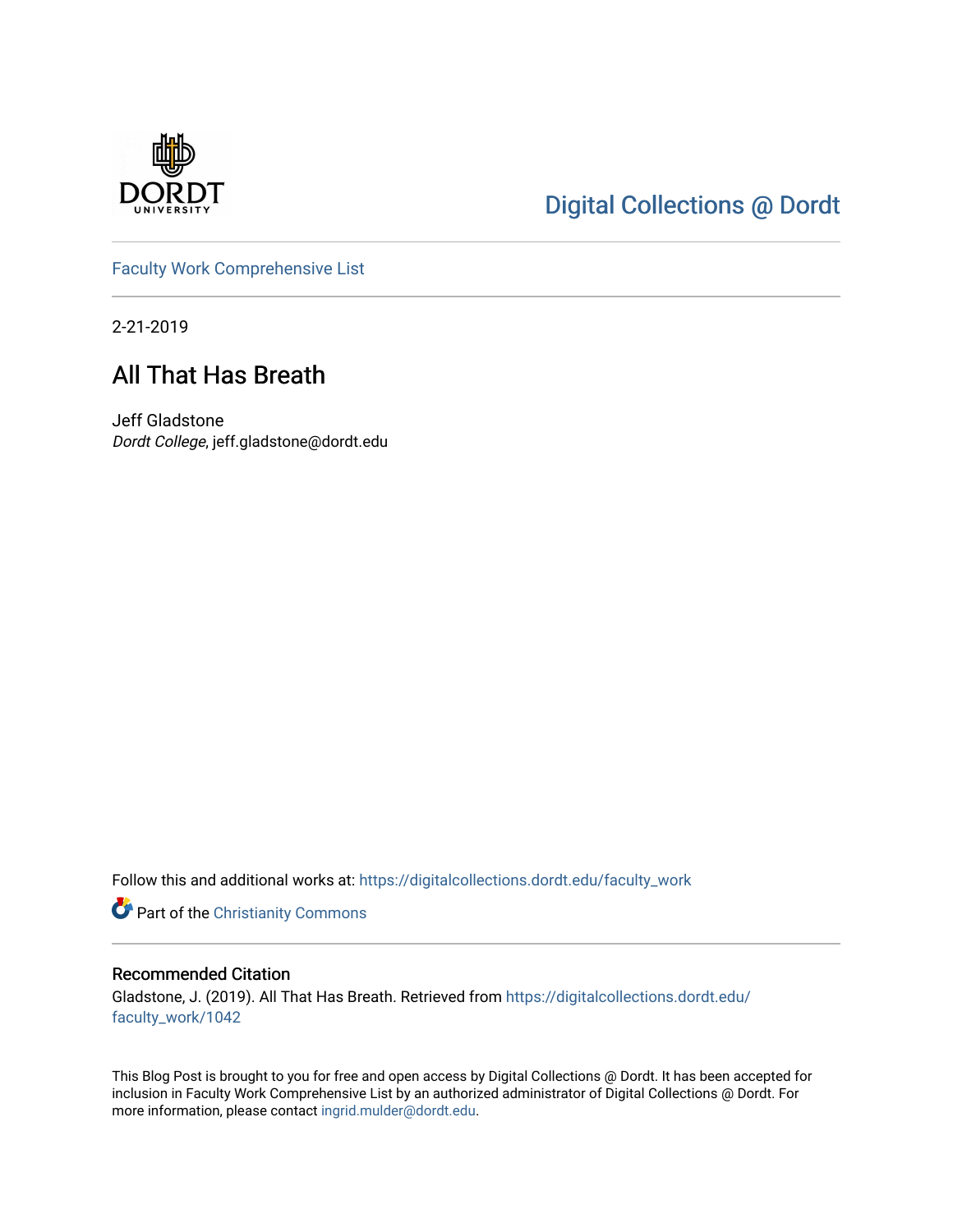Digital Collections @ Dordt

Faculty Work Comprehensive List

2-21-2019

# All That Has Breath

Jeff Gladstone
*Dordt College*, jeff.gladstone@dordt.edu

Follow this and additional works at: https://digitalcollections.dordt.edu/faculty_work

Part of the Christianity Commons

## Recommended Citation

Gladstone, J. (2019). All That Has Breath. Retrieved from https://digitalcollections.dordt.edu/faculty_work/1042

This Blog Post is brought to you for free and open access by Digital Collections @ Dordt. It has been accepted for inclusion in Faculty Work Comprehensive List by an authorized administrator of Digital Collections @ Dordt. For more information, please contact ingrid.mulder@dordt.edu.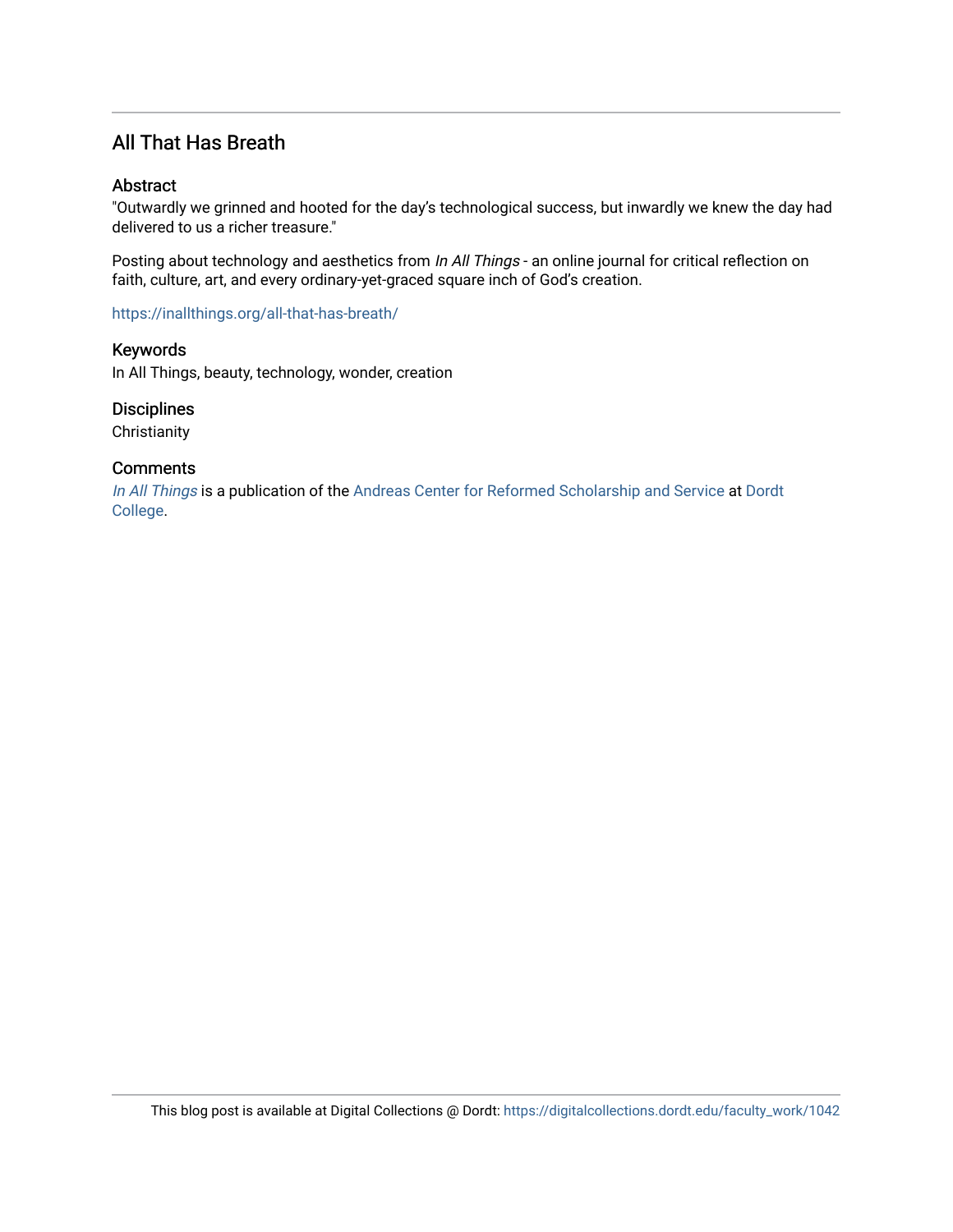# All That Has Breath

## Abstract

"Outwardly we grinned and hooted for the day's technological success, but inwardly we knew the day had delivered to us a richer treasure."

Posting about technology and aesthetics from *In All Things* - an online journal for critical reflection on faith, culture, art, and every ordinary-yet-graced square inch of God's creation.

https://inallthings.org/all-that-has-breath/

## Keywords

In All Things, beauty, technology, wonder, creation

## Disciplines

Christianity

## Comments

*In All Things* is a publication of the Andreas Center for Reformed Scholarship and Service at Dordt College.

This blog post is available at Digital Collections @ Dordt: https://digitalcollections.dordt.edu/faculty_work/1042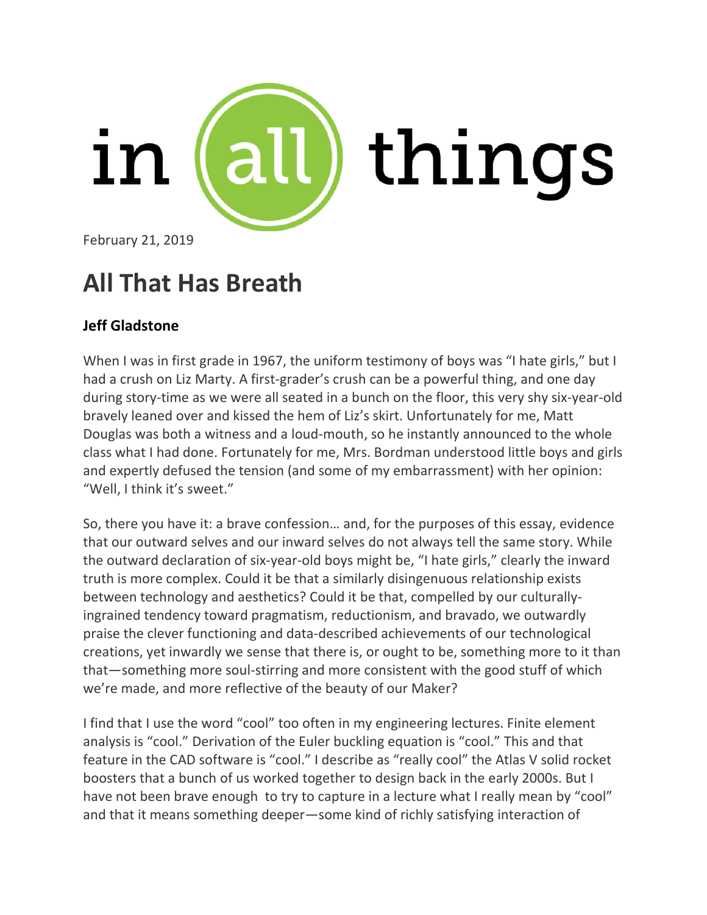in all things

February 21, 2019

# All That Has Breath

**Jeff Gladstone**

When I was in first grade in 1967, the uniform testimony of boys was "I hate girls," but I had a crush on Liz Marty. A first-grader's crush can be a powerful thing, and one day during story-time as we were all seated in a bunch on the floor, this very shy six-year-old bravely leaned over and kissed the hem of Liz's skirt. Unfortunately for me, Matt Douglas was both a witness and a loud-mouth, so he instantly announced to the whole class what I had done. Fortunately for me, Mrs. Bordman understood little boys and girls and expertly defused the tension (and some of my embarrassment) with her opinion: "Well, I think it's sweet."

So, there you have it: a brave confession… and, for the purposes of this essay, evidence that our outward selves and our inward selves do not always tell the same story. While the outward declaration of six-year-old boys might be, "I hate girls," clearly the inward truth is more complex. Could it be that a similarly disingenuous relationship exists between technology and aesthetics? Could it be that, compelled by our culturally-ingrained tendency toward pragmatism, reductionism, and bravado, we outwardly praise the clever functioning and data-described achievements of our technological creations, yet inwardly we sense that there is, or ought to be, something more to it than that—something more soul-stirring and more consistent with the good stuff of which we're made, and more reflective of the beauty of our Maker?

I find that I use the word "cool" too often in my engineering lectures. Finite element analysis is "cool." Derivation of the Euler buckling equation is "cool." This and that feature in the CAD software is "cool." I describe as "really cool" the Atlas V solid rocket boosters that a bunch of us worked together to design back in the early 2000s. But I have not been brave enough to try to capture in a lecture what I really mean by "cool" and that it means something deeper—some kind of richly satisfying interaction of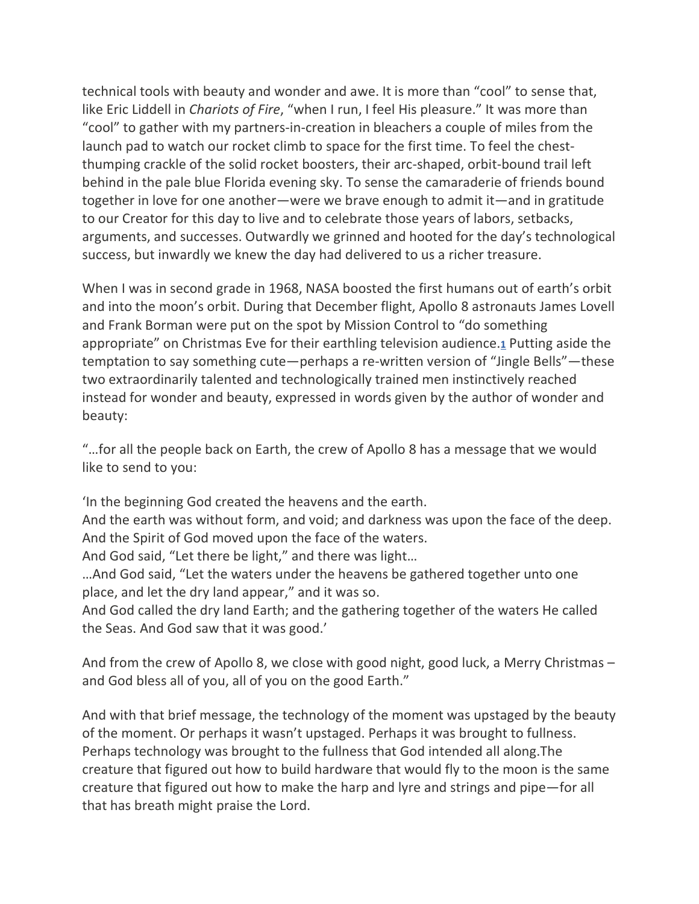technical tools with beauty and wonder and awe. It is more than "cool" to sense that, like Eric Liddell in *Chariots of Fire*, "when I run, I feel His pleasure." It was more than "cool" to gather with my partners-in-creation in bleachers a couple of miles from the launch pad to watch our rocket climb to space for the first time. To feel the chest-thumping crackle of the solid rocket boosters, their arc-shaped, orbit-bound trail left behind in the pale blue Florida evening sky. To sense the camaraderie of friends bound together in love for one another—were we brave enough to admit it—and in gratitude to our Creator for this day to live and to celebrate those years of labors, setbacks, arguments, and successes. Outwardly we grinned and hooted for the day's technological success, but inwardly we knew the day had delivered to us a richer treasure.

When I was in second grade in 1968, NASA boosted the first humans out of earth's orbit and into the moon's orbit. During that December flight, Apollo 8 astronauts James Lovell and Frank Borman were put on the spot by Mission Control to "do something appropriate" on Christmas Eve for their earthling television audience.[1] Putting aside the temptation to say something cute—perhaps a re-written version of "Jingle Bells"—these two extraordinarily talented and technologically trained men instinctively reached instead for wonder and beauty, expressed in words given by the author of wonder and beauty:

"…for all the people back on Earth, the crew of Apollo 8 has a message that we would like to send to you:

'In the beginning God created the heavens and the earth.
And the earth was without form, and void; and darkness was upon the face of the deep.
And the Spirit of God moved upon the face of the waters.
And God said, "Let there be light," and there was light…
…And God said, "Let the waters under the heavens be gathered together unto one place, and let the dry land appear," and it was so.
And God called the dry land Earth; and the gathering together of the waters He called the Seas. And God saw that it was good.'

And from the crew of Apollo 8, we close with good night, good luck, a Merry Christmas – and God bless all of you, all of you on the good Earth."

And with that brief message, the technology of the moment was upstaged by the beauty of the moment. Or perhaps it wasn't upstaged. Perhaps it was brought to fullness. Perhaps technology was brought to the fullness that God intended all along.The creature that figured out how to build hardware that would fly to the moon is the same creature that figured out how to make the harp and lyre and strings and pipe—for all that has breath might praise the Lord.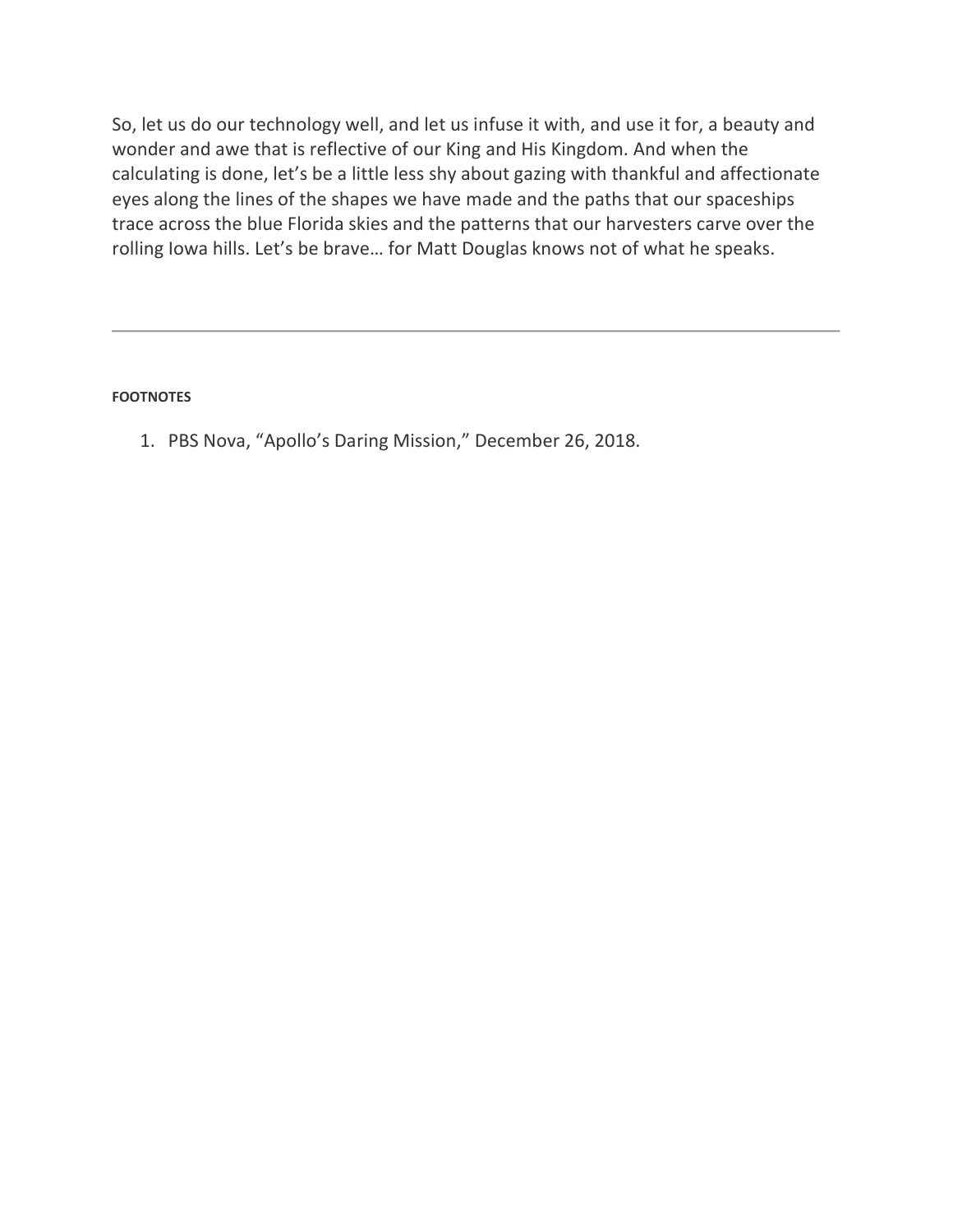So, let us do our technology well, and let us infuse it with, and use it for, a beauty and wonder and awe that is reflective of our King and His Kingdom. And when the calculating is done, let's be a little less shy about gazing with thankful and affectionate eyes along the lines of the shapes we have made and the paths that our spaceships trace across the blue Florida skies and the patterns that our harvesters carve over the rolling Iowa hills. Let's be brave… for Matt Douglas knows not of what he speaks.

---

**FOOTNOTES**

1. PBS Nova, "Apollo's Daring Mission," December 26, 2018.